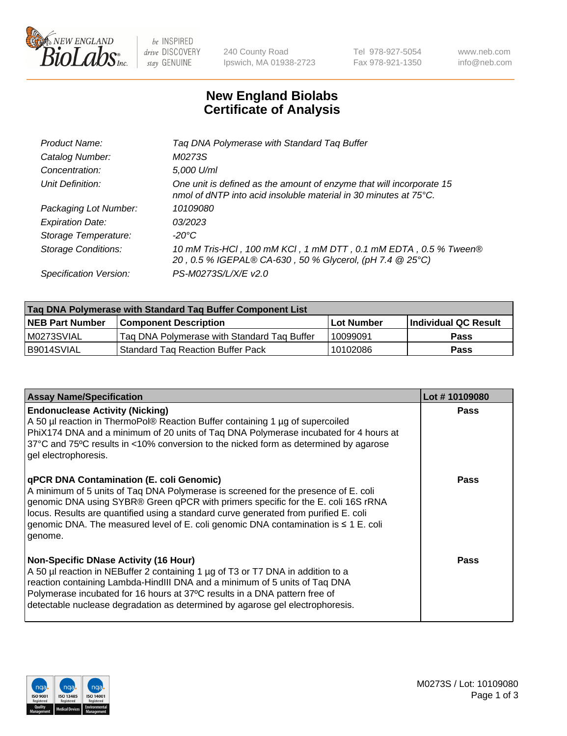# New England Biolabs
# Certificate of Analysis

| | |
|---|---|
| *Product Name:* | *Taq DNA Polymerase with Standard Taq Buffer* |
| *Catalog Number:* | *M0273S* |
| *Concentration:* | *5,000 U/ml* |
| *Unit Definition:* | *One unit is defined as the amount of enzyme that will incorporate 15 nmol of dNTP into acid insoluble material in 30 minutes at 75°C.* |
| *Packaging Lot Number:* | *10109080* |
| *Expiration Date:* | *03/2023* |
| *Storage Temperature:* | *-20°C* |
| *Storage Conditions:* | *10 mM Tris-HCl , 100 mM KCl , 1 mM DTT , 0.1 mM EDTA , 0.5 % Tween® 20 , 0.5 % IGEPAL® CA-630 , 50 % Glycerol, (pH 7.4 @ 25°C)* |
| *Specification Version:* | *PS-M0273S/L/X/E v2.0* |

| Taq DNA Polymerase with Standard Taq Buffer Component List | | | |
|---|---|---|---|
| **NEB Part Number** | **Component Description** | **Lot Number** | **Individual QC Result** |
| M0273SVIAL | Taq DNA Polymerase with Standard Taq Buffer | 10099091 | **Pass** |
| B9014SVIAL | Standard Taq Reaction Buffer Pack | 10102086 | **Pass** |

| Assay Name/Specification | Lot # 10109080 |
|---|---|
| **Endonuclease Activity (Nicking)**<br>A 50 µl reaction in ThermoPol® Reaction Buffer containing 1 µg of supercoiled PhiX174 DNA and a minimum of 20 units of Taq DNA Polymerase incubated for 4 hours at 37ºC and 75ºC results in <10% conversion to the nicked form as determined by agarose gel electrophoresis. | **Pass** |
| **qPCR DNA Contamination (E. coli Genomic)**<br>A minimum of 5 units of Taq DNA Polymerase is screened for the presence of E. coli genomic DNA using SYBR® Green qPCR with primers specific for the E. coli 16S rRNA locus. Results are quantified using a standard curve generated from purified E. coli genomic DNA. The measured level of E. coli genomic DNA contamination is ≤ 1 E. coli genome. | **Pass** |
| **Non-Specific DNase Activity (16 Hour)**<br>A 50 µl reaction in NEBuffer 2 containing 1 µg of T3 or T7 DNA in addition to a reaction containing Lambda-HindIII DNA and a minimum of 5 units of Taq DNA Polymerase incubated for 16 hours at 37ºC results in a DNA pattern free of detectable nuclease degradation as determined by agarose gel electrophoresis. | **Pass** |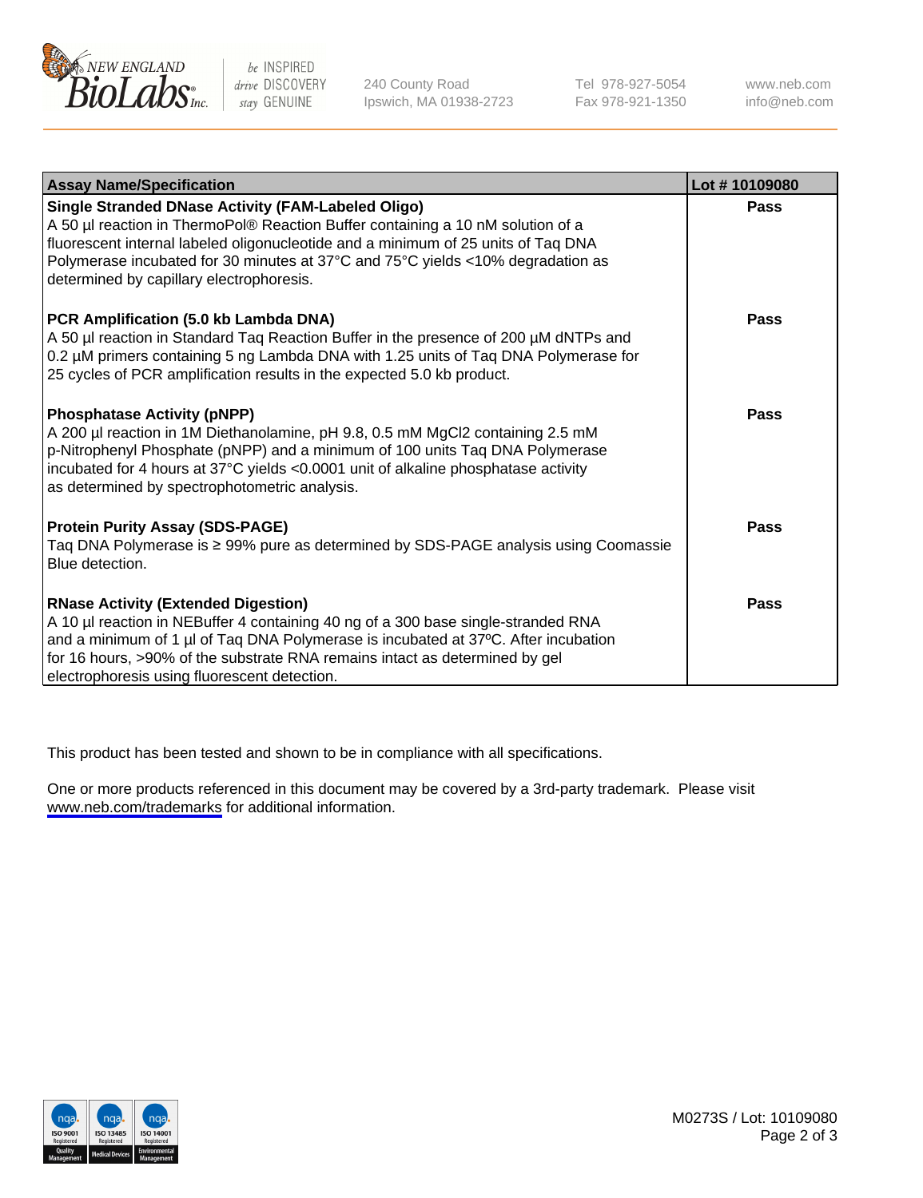| Assay Name/Specification | Lot # 10109080 |
|---|---|
| **Single Stranded DNase Activity (FAM-Labeled Oligo)**<br>A 50 µl reaction in ThermoPol® Reaction Buffer containing a 10 nM solution of a fluorescent internal labeled oligonucleotide and a minimum of 25 units of Taq DNA Polymerase incubated for 30 minutes at 37°C and 75°C yields <10% degradation as determined by capillary electrophoresis. | **Pass** |
| **PCR Amplification (5.0 kb Lambda DNA)**<br>A 50 µl reaction in Standard Taq Reaction Buffer in the presence of 200 µM dNTPs and 0.2 µM primers containing 5 ng Lambda DNA with 1.25 units of Taq DNA Polymerase for 25 cycles of PCR amplification results in the expected 5.0 kb product. | **Pass** |
| **Phosphatase Activity (pNPP)**<br>A 200 µl reaction in 1M Diethanolamine, pH 9.8, 0.5 mM $MgCl_2$ containing 2.5 mM p-Nitrophenyl Phosphate (pNPP) and a minimum of 100 units Taq DNA Polymerase incubated for 4 hours at 37°C yields <0.0001 unit of alkaline phosphatase activity as determined by spectrophotometric analysis. | **Pass** |
| **Protein Purity Assay (SDS-PAGE)**<br>Taq DNA Polymerase is ≥ 99% pure as determined by SDS-PAGE analysis using Coomassie Blue detection. | **Pass** |
| **RNase Activity (Extended Digestion)**<br>A 10 µl reaction in NEBuffer 4 containing 40 ng of a 300 base single-stranded RNA and a minimum of 1 µl of Taq DNA Polymerase is incubated at 37ºC. After incubation for 16 hours, >90% of the substrate RNA remains intact as determined by gel electrophoresis using fluorescent detection. | **Pass** |

This product has been tested and shown to be in compliance with all specifications.

One or more products referenced in this document may be covered by a 3rd-party trademark. Please visit www.neb.com/trademarks for additional information.

M0273S / Lot: 10109080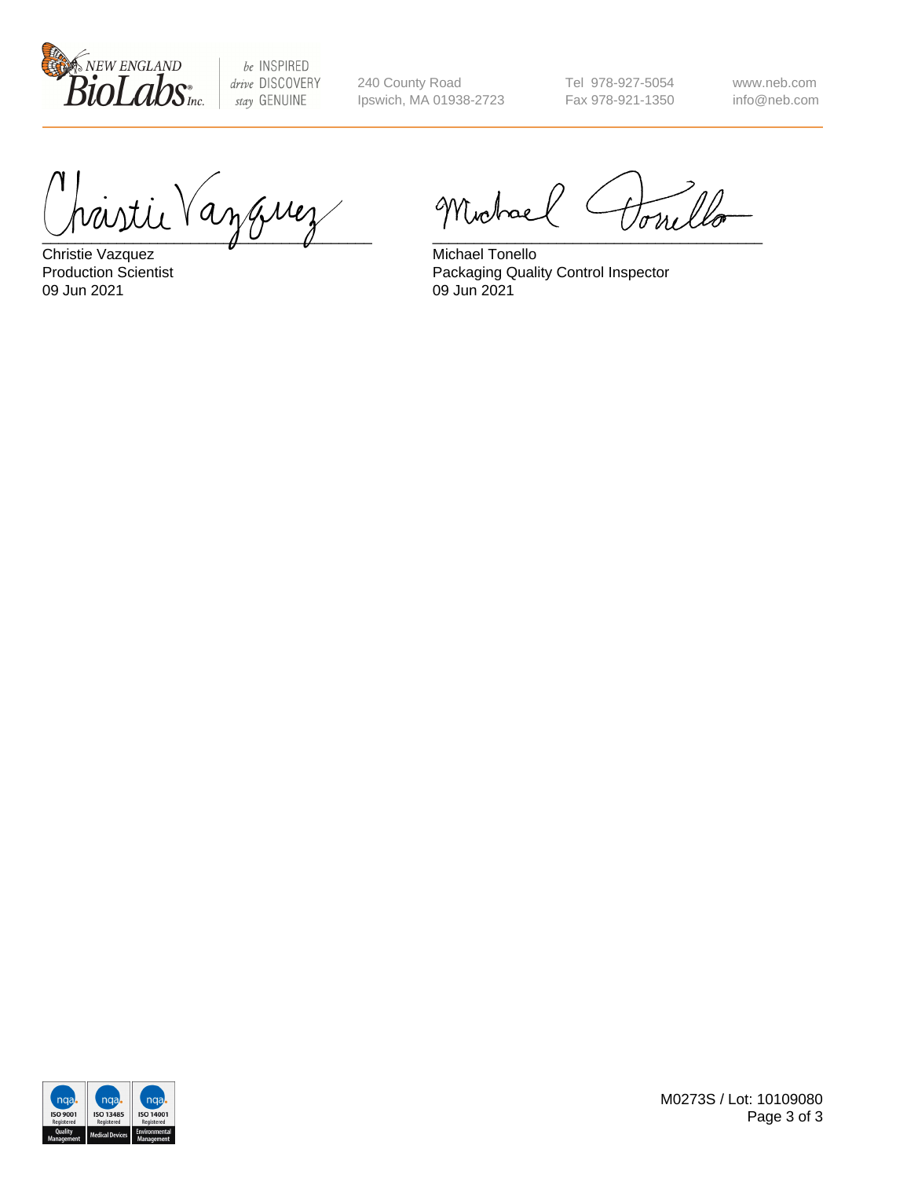NEW ENGLAND BioLabs Inc. — be INSPIRED drive DISCOVERY stay GENUINE

240 County Road
Ipswich, MA 01938-2723

Tel 978-927-5054
Fax 978-921-1350

www.neb.com
info@neb.com

Christie Vazquez
Production Scientist
09 Jun 2021

Michael Tonello
Packaging Quality Control Inspector
09 Jun 2021

M0273S / Lot: 10109080